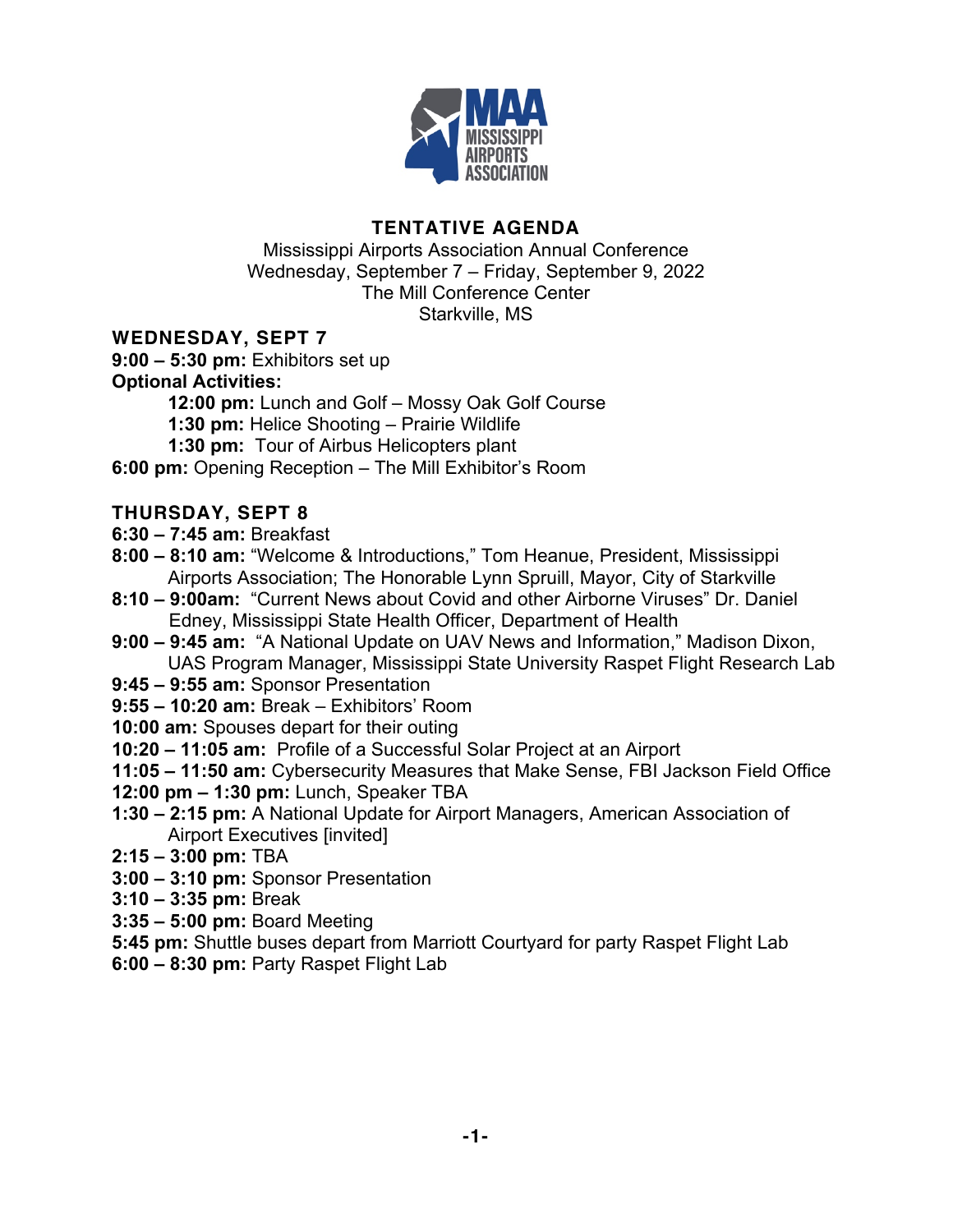# TENTATIVE AGENDA

Mississippi Airports Association Annual Conference
Wednesday, September 7 – Friday, September 9, 2022
The Mill Conference Center
Starkville, MS

## WEDNESDAY, SEPT 7

**9:00 – 5:30 pm:** Exhibitors set up
**Optional Activities:**
- **12:00 pm:** Lunch and Golf – Mossy Oak Golf Course
- **1:30 pm:** Helice Shooting – Prairie Wildlife
- **1:30 pm:** Tour of Airbus Helicopters plant

**6:00 pm:** Opening Reception – The Mill Exhibitor's Room

## THURSDAY, SEPT 8

**6:30 – 7:45 am:** Breakfast
**8:00 – 8:10 am:** "Welcome & Introductions," Tom Heanue, President, Mississippi Airports Association; The Honorable Lynn Spruill, Mayor, City of Starkville
**8:10 – 9:00am:** "Current News about Covid and other Airborne Viruses" Dr. Daniel Edney, Mississippi State Health Officer, Department of Health
**9:00 – 9:45 am:** "A National Update on UAV News and Information," Madison Dixon, UAS Program Manager, Mississippi State University Raspet Flight Research Lab
**9:45 – 9:55 am:** Sponsor Presentation
**9:55 – 10:20 am:** Break – Exhibitors' Room
**10:00 am:** Spouses depart for their outing
**10:20 – 11:05 am:** Profile of a Successful Solar Project at an Airport
**11:05 – 11:50 am:** Cybersecurity Measures that Make Sense, FBI Jackson Field Office
**12:00 pm – 1:30 pm:** Lunch, Speaker TBA
**1:30 – 2:15 pm:** A National Update for Airport Managers, American Association of Airport Executives [invited]
**2:15 – 3:00 pm:** TBA
**3:00 – 3:10 pm:** Sponsor Presentation
**3:10 – 3:35 pm:** Break
**3:35 – 5:00 pm:** Board Meeting
**5:45 pm:** Shuttle buses depart from Marriott Courtyard for party Raspet Flight Lab
**6:00 – 8:30 pm:** Party Raspet Flight Lab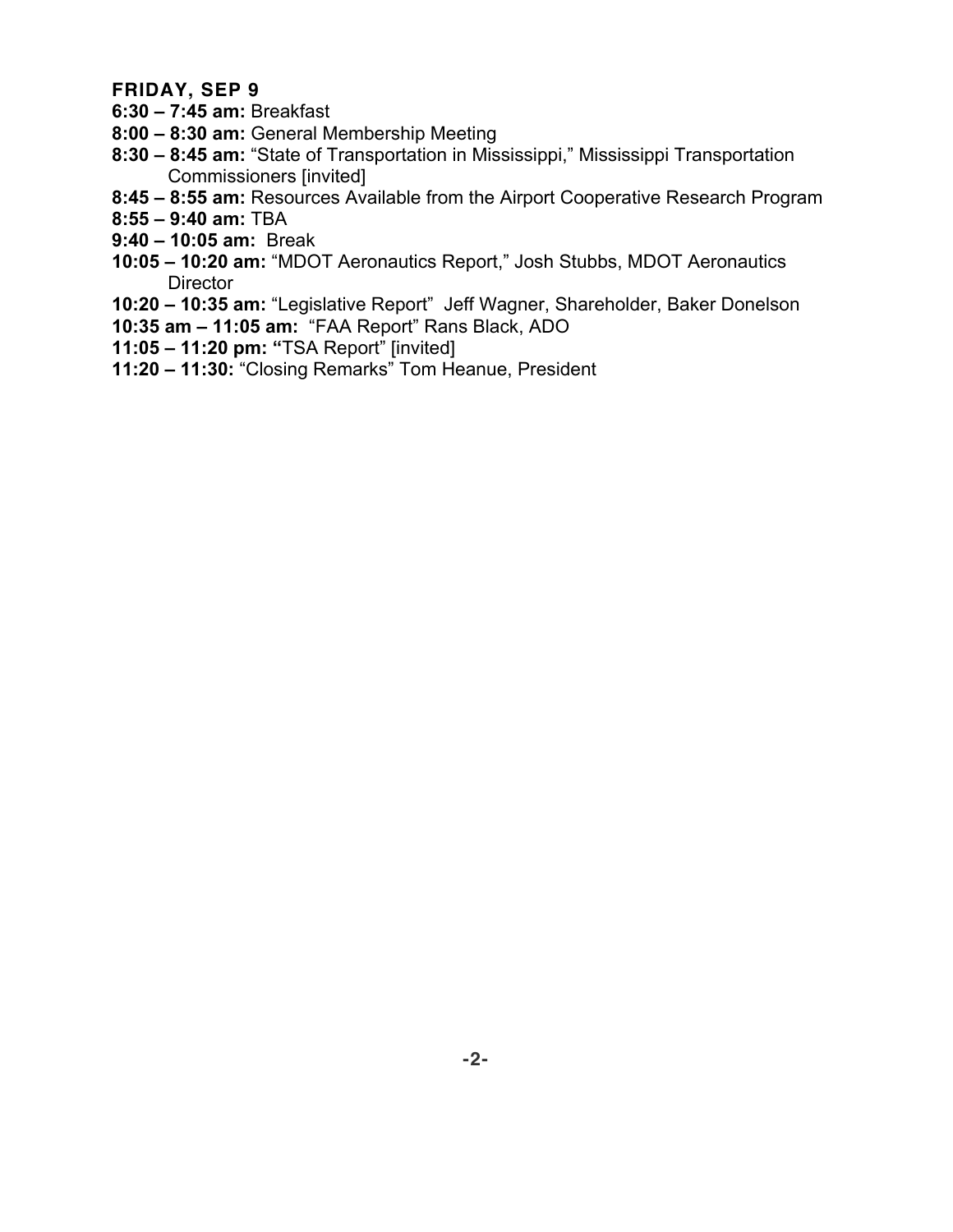**FRIDAY, SEP 9**

**6:30 – 7:45 am:** Breakfast
**8:00 – 8:30 am:** General Membership Meeting
**8:30 – 8:45 am:** "State of Transportation in Mississippi," Mississippi Transportation Commissioners [invited]
**8:45 – 8:55 am:** Resources Available from the Airport Cooperative Research Program
**8:55 – 9:40 am:** TBA
**9:40 – 10:05 am:** Break
**10:05 – 10:20 am:** "MDOT Aeronautics Report," Josh Stubbs, MDOT Aeronautics Director
**10:20 – 10:35 am:** "Legislative Report" Jeff Wagner, Shareholder, Baker Donelson
**10:35 am – 11:05 am:** "FAA Report" Rans Black, ADO
**11:05 – 11:20 pm: "**TSA Report" [invited]
**11:20 – 11:30:** "Closing Remarks" Tom Heanue, President